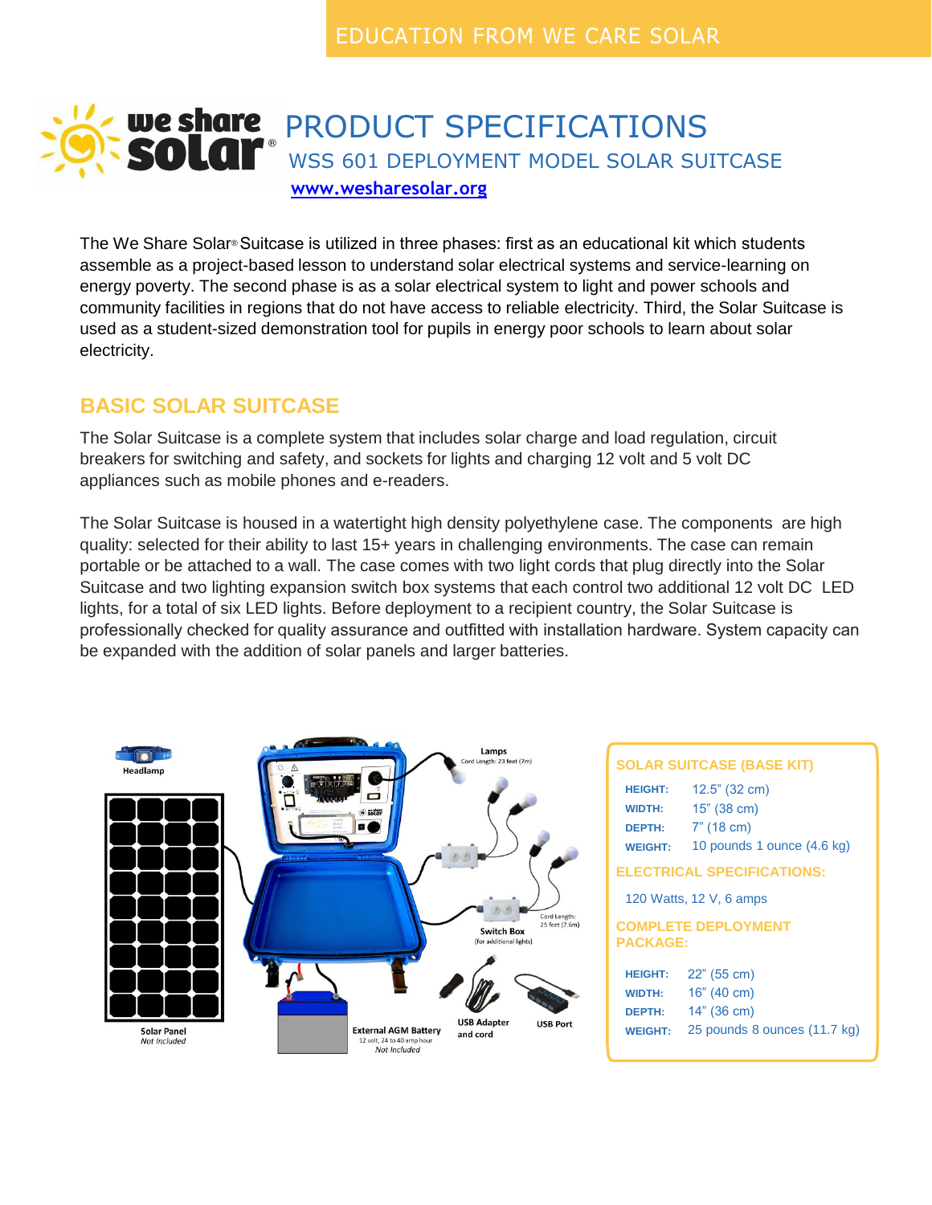EDUCATION FROM WE CARE SOLAR

# PRODUCT SPECIFICATIONS

## WSS 601 DEPLOYMENT MODEL SOLAR SUITCASE

www.wesharesolar.org

The We Share Solar® Suitcase is utilized in three phases: first as an educational kit which students assemble as a project-based lesson to understand solar electrical systems and service-learning on energy poverty. The second phase is as a solar electrical system to light and power schools and community facilities in regions that do not have access to reliable electricity. Third, the Solar Suitcase is used as a student-sized demonstration tool for pupils in energy poor schools to learn about solar electricity.

## BASIC SOLAR SUITCASE

The Solar Suitcase is a complete system that includes solar charge and load regulation, circuit breakers for switching and safety, and sockets for lights and charging 12 volt and 5 volt DC appliances such as mobile phones and e-readers.

The Solar Suitcase is housed in a watertight high density polyethylene case. The components are high quality: selected for their ability to last 15+ years in challenging environments. The case can remain portable or be attached to a wall. The case comes with two light cords that plug directly into the Solar Suitcase and two lighting expansion switch box systems that each control two additional 12 volt DC LED lights, for a total of six LED lights. Before deployment to a recipient country, the Solar Suitcase is professionally checked for quality assurance and outfitted with installation hardware. System capacity can be expanded with the addition of solar panels and larger batteries.

Headlamp

Solar Panel
*Not Included*

Lamps
Cord Length: 23 feet (7m)

Cord Length: 25 feet (7.6m)

Switch Box
(for additional lights)

External AGM Battery
12 volt, 24 to 40 amp hour
*Not Included*

USB Adapter and cord

USB Port

### SOLAR SUITCASE (BASE KIT)

| | |
|---|---|
| **HEIGHT:** | 12.5" (32 cm) |
| **WIDTH:** | 15" (38 cm) |
| **DEPTH:** | 7" (18 cm) |
| **WEIGHT:** | 10 pounds 1 ounce (4.6 kg) |

### ELECTRICAL SPECIFICATIONS:

120 Watts, 12 V, 6 amps

### COMPLETE DEPLOYMENT PACKAGE:

| | |
|---|---|
| **HEIGHT:** | 22" (55 cm) |
| **WIDTH:** | 16" (40 cm) |
| **DEPTH:** | 14" (36 cm) |
| **WEIGHT:** | 25 pounds 8 ounces (11.7 kg) |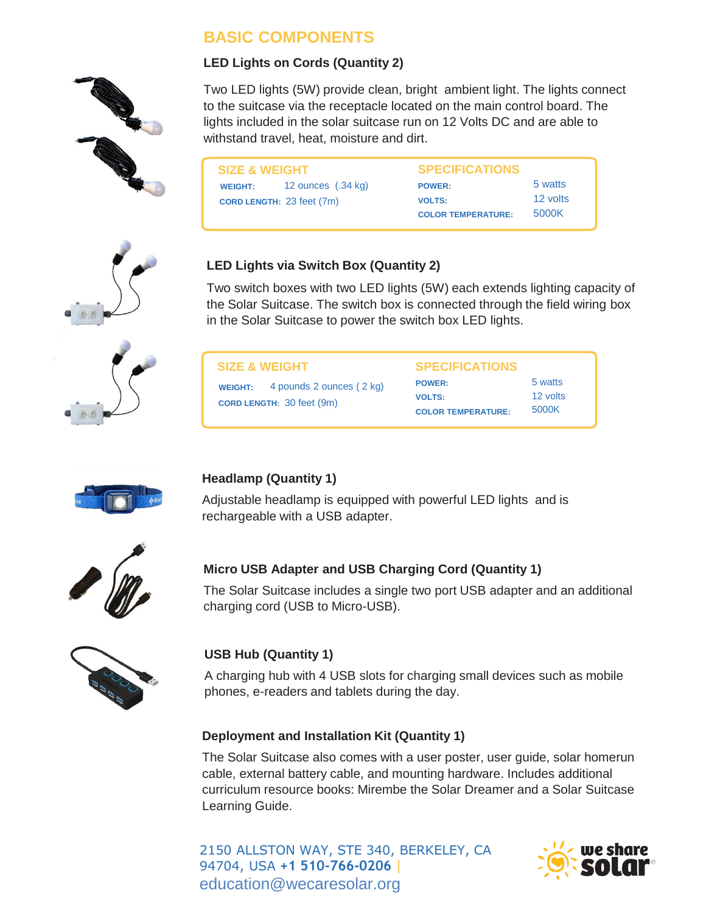## BASIC COMPONENTS

### LED Lights on Cords (Quantity 2)

Two LED lights (5W) provide clean, bright ambient light. The lights connect to the suitcase via the receptacle located on the main control board. The lights included in the solar suitcase run on 12 Volts DC and are able to withstand travel, heat, moisture and dirt.

| SIZE & WEIGHT | | SPECIFICATIONS | |
|---|---|---|---|
| WEIGHT: | 12 ounces (.34 kg) | POWER: | 5 watts |
| CORD LENGTH: | 23 feet (7m) | VOLTS: | 12 volts |
| | | COLOR TEMPERATURE: | 5000K |

### LED Lights via Switch Box (Quantity 2)

Two switch boxes with two LED lights (5W) each extends lighting capacity of the Solar Suitcase. The switch box is connected through the field wiring box in the Solar Suitcase to power the switch box LED lights.

| SIZE & WEIGHT | | SPECIFICATIONS | |
|---|---|---|---|
| WEIGHT: | 4 pounds 2 ounces ( 2 kg) | POWER: | 5 watts |
| CORD LENGTH: | 30 feet (9m) | VOLTS: | 12 volts |
| | | COLOR TEMPERATURE: | 5000K |

### Headlamp (Quantity 1)

Adjustable headlamp is equipped with powerful LED lights and is rechargeable with a USB adapter.

### Micro USB Adapter and USB Charging Cord (Quantity 1)

The Solar Suitcase includes a single two port USB adapter and an additional charging cord (USB to Micro-USB).

### USB Hub (Quantity 1)

A charging hub with 4 USB slots for charging small devices such as mobile phones, e-readers and tablets during the day.

### Deployment and Installation Kit (Quantity 1)

The Solar Suitcase also comes with a user poster, user guide, solar homerun cable, external battery cable, and mounting hardware. Includes additional curriculum resource books: Mirembe the Solar Dreamer and a Solar Suitcase Learning Guide.

2150 ALLSTON WAY, STE 340, BERKELEY, CA 94704, USA **+1 510-766-0206** |
education@wecaresolar.org

we share solar